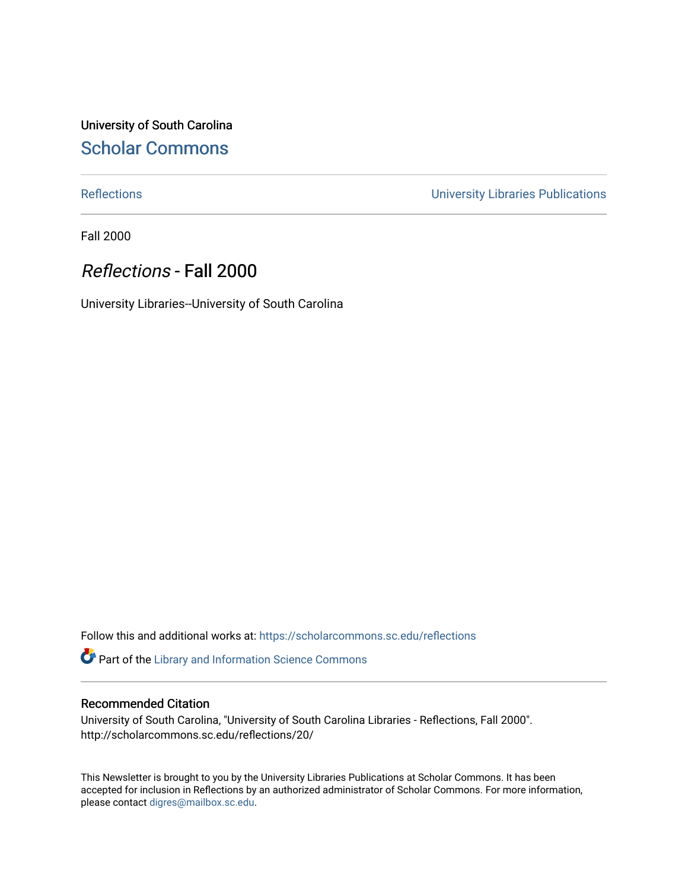University of South Carolina

# Scholar Commons

Reflections | University Libraries Publications

Fall 2000

## *Reflections* - Fall 2000

University Libraries--University of South Carolina

Follow this and additional works at: https://scholarcommons.sc.edu/reflections

Part of the Library and Information Science Commons

### Recommended Citation

University of South Carolina, "University of South Carolina Libraries - Reflections, Fall 2000". http://scholarcommons.sc.edu/reflections/20/

This Newsletter is brought to you by the University Libraries Publications at Scholar Commons. It has been accepted for inclusion in Reflections by an authorized administrator of Scholar Commons. For more information, please contact digres@mailbox.sc.edu.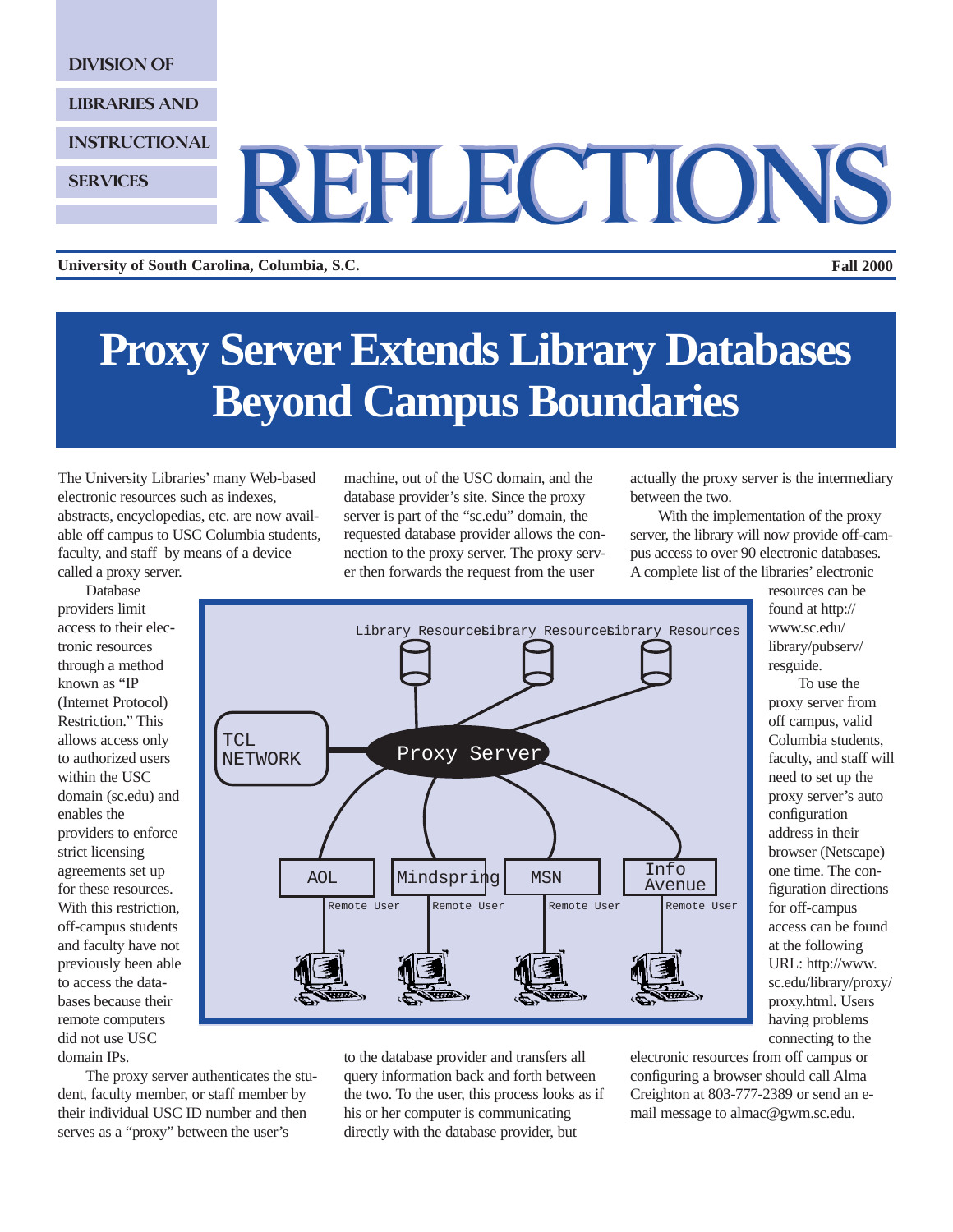DIVISION OF LIBRARIES AND INSTRUCTIONAL SERVICES

# REFLECTIONS

**University of South Carolina, Columbia, S.C.** **Fall 2000**

# Proxy Server Extends Library Databases Beyond Campus Boundaries

The University Libraries' many Web-based electronic resources such as indexes, abstracts, encyclopedias, etc. are now available off campus to USC Columbia students, faculty, and staff by means of a device called a proxy server.

Database providers limit access to their electronic resources through a method known as "IP (Internet Protocol) Restriction." This allows access only to authorized users within the USC domain (sc.edu) and enables the providers to enforce strict licensing agreements set up for these resources. With this restriction, off-campus students and faculty have not previously been able to access the databases because their remote computers did not use USC domain IPs.

The proxy server authenticates the student, faculty member, or staff member by their individual USC ID number and then serves as a "proxy" between the user's machine, out of the USC domain, and the database provider's site. Since the proxy server is part of the "sc.edu" domain, the requested database provider allows the connection to the proxy server. The proxy server then forwards the request from the user to the database provider and transfers all query information back and forth between the two. To the user, this process looks as if his or her computer is communicating directly with the database provider, but actually the proxy server is the intermediary between the two.

Library Resources
Library Resources
Library Resources
TCL NETWORK
Proxy Server
AOL
Mindspring
MSN
Info Avenue
Remote User
Remote User
Remote User
Remote User

With the implementation of the proxy server, the library will now provide off-campus access to over 90 electronic databases. A complete list of the libraries' electronic resources can be found at http://www.sc.edu/library/pubserv/resguide.

To use the proxy server from off campus, valid Columbia students, faculty, and staff will need to set up the proxy server's auto configuration address in their browser (Netscape) one time. The configuration directions for off-campus access can be found at the following URL: http://www.sc.edu/library/proxy/proxy.html. Users having problems connecting to the electronic resources from off campus or configuring a browser should call Alma Creighton at 803-777-2389 or send an e-mail message to almac@gwm.sc.edu.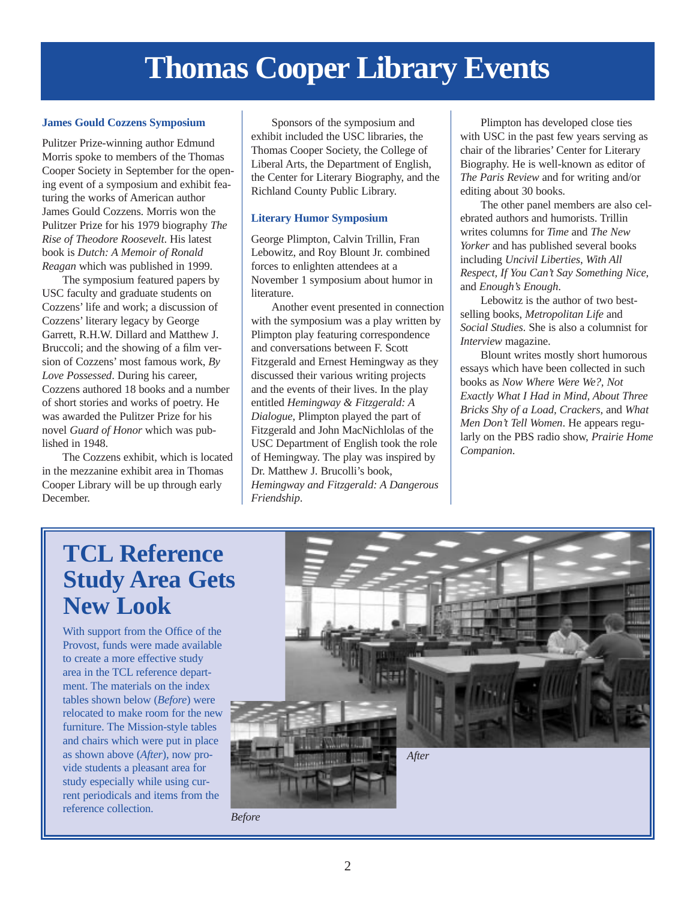# Thomas Cooper Library Events

### James Gould Cozzens Symposium

Pulitzer Prize-winning author Edmund Morris spoke to members of the Thomas Cooper Society in September for the opening event of a symposium and exhibit featuring the works of American author James Gould Cozzens. Morris won the Pulitzer Prize for his 1979 biography *The Rise of Theodore Roosevelt*. His latest book is *Dutch: A Memoir of Ronald Reagan* which was published in 1999.

The symposium featured papers by USC faculty and graduate students on Cozzens' life and work; a discussion of Cozzens' literary legacy by George Garrett, R.H.W. Dillard and Matthew J. Bruccoli; and the showing of a film version of Cozzens' most famous work, *By Love Possessed*. During his career, Cozzens authored 18 books and a number of short stories and works of poetry. He was awarded the Pulitzer Prize for his novel *Guard of Honor* which was published in 1948.

The Cozzens exhibit, which is located in the mezzanine exhibit area in Thomas Cooper Library will be up through early December.

Sponsors of the symposium and exhibit included the USC libraries, the Thomas Cooper Society, the College of Liberal Arts, the Department of English, the Center for Literary Biography, and the Richland County Public Library.

### Literary Humor Symposium

George Plimpton, Calvin Trillin, Fran Lebowitz, and Roy Blount Jr. combined forces to enlighten attendees at a November 1 symposium about humor in literature.

Another event presented in connection with the symposium was a play written by Plimpton play featuring correspondence and conversations between F. Scott Fitzgerald and Ernest Hemingway as they discussed their various writing projects and the events of their lives. In the play entitled *Hemingway & Fitzgerald: A Dialogue*, Plimpton played the part of Fitzgerald and John MacNichlolas of the USC Department of English took the role of Hemingway. The play was inspired by Dr. Matthew J. Brucolli's book, *Hemingway and Fitzgerald: A Dangerous Friendship*.

Plimpton has developed close ties with USC in the past few years serving as chair of the libraries' Center for Literary Biography. He is well-known as editor of *The Paris Review* and for writing and/or editing about 30 books.

The other panel members are also celebrated authors and humorists. Trillin writes columns for *Time* and *The New Yorker* and has published several books including *Uncivil Liberties*, *With All Respect*, *If You Can't Say Something Nice*, and *Enough's Enough*.

Lebowitz is the author of two best-selling books, *Metropolitan Life* and *Social Studies*. She is also a columnist for *Interview* magazine.

Blount writes mostly short humorous essays which have been collected in such books as *Now Where Were We?*, *Not Exactly What I Had in Mind*, *About Three Bricks Shy of a Load*, *Crackers*, and *What Men Don't Tell Women*. He appears regularly on the PBS radio show, *Prairie Home Companion*.

## TCL Reference Study Area Gets New Look

With support from the Office of the Provost, funds were made available to create a more effective study area in the TCL reference department. The materials on the index tables shown below (*Before*) were relocated to make room for the new furniture. The Mission-style tables and chairs which were put in place as shown above (*After*), now provide students a pleasant area for study especially while using current periodicals and items from the reference collection.

*After*

*Before*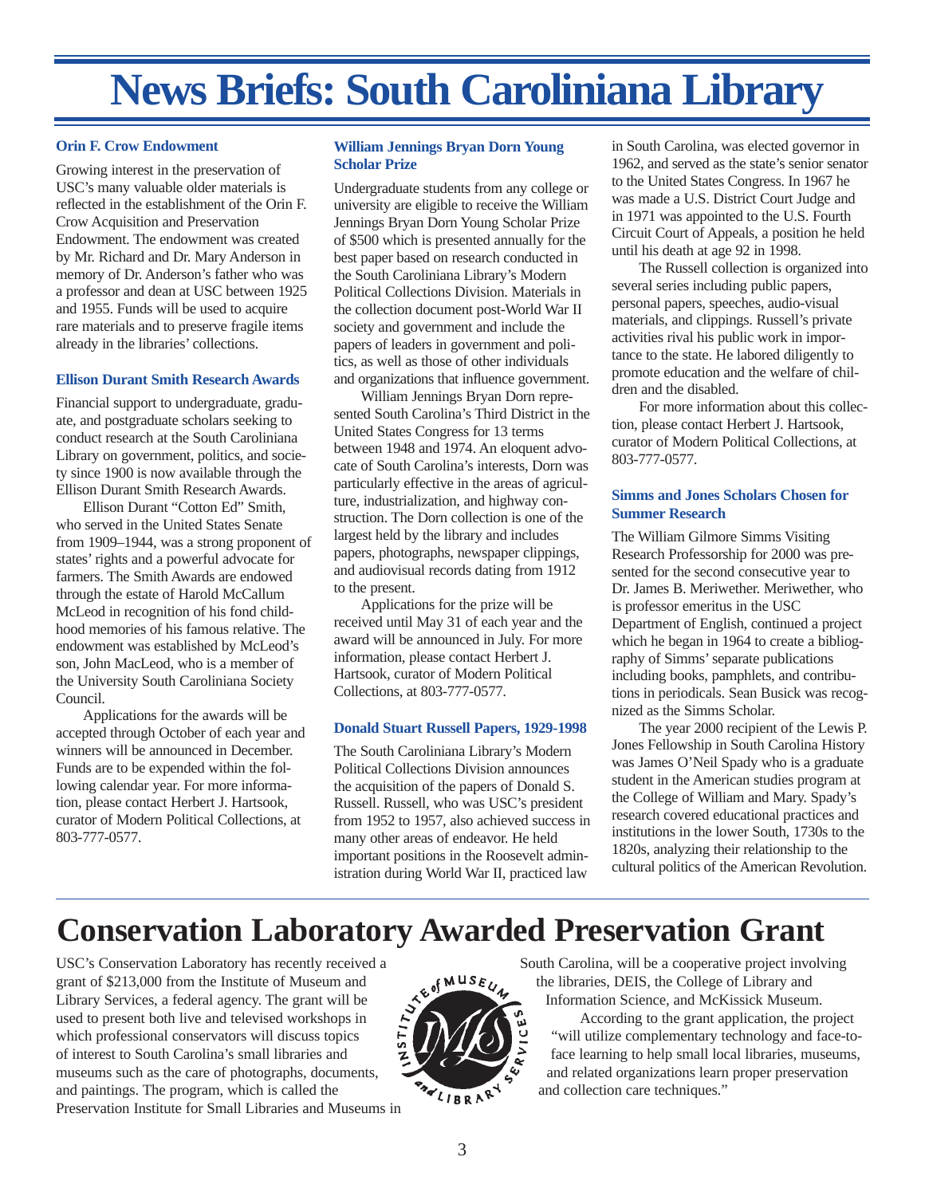# News Briefs: South Caroliniana Library

### Orin F. Crow Endowment

Growing interest in the preservation of USC's many valuable older materials is reflected in the establishment of the Orin F. Crow Acquisition and Preservation Endowment. The endowment was created by Mr. Richard and Dr. Mary Anderson in memory of Dr. Anderson's father who was a professor and dean at USC between 1925 and 1955. Funds will be used to acquire rare materials and to preserve fragile items already in the libraries' collections.

### Ellison Durant Smith Research Awards

Financial support to undergraduate, graduate, and postgraduate scholars seeking to conduct research at the South Caroliniana Library on government, politics, and society since 1900 is now available through the Ellison Durant Smith Research Awards.

Ellison Durant "Cotton Ed" Smith, who served in the United States Senate from 1909–1944, was a strong proponent of states' rights and a powerful advocate for farmers. The Smith Awards are endowed through the estate of Harold McCallum McLeod in recognition of his fond childhood memories of his famous relative. The endowment was established by McLeod's son, John MacLeod, who is a member of the University South Caroliniana Society Council.

Applications for the awards will be accepted through October of each year and winners will be announced in December. Funds are to be expended within the following calendar year. For more information, please contact Herbert J. Hartsook, curator of Modern Political Collections, at 803-777-0577.

### William Jennings Bryan Dorn Young Scholar Prize

Undergraduate students from any college or university are eligible to receive the William Jennings Bryan Dorn Young Scholar Prize of $500 which is presented annually for the best paper based on research conducted in the South Caroliniana Library's Modern Political Collections Division. Materials in the collection document post-World War II society and government and include the papers of leaders in government and politics, as well as those of other individuals and organizations that influence government.

William Jennings Bryan Dorn represented South Carolina's Third District in the United States Congress for 13 terms between 1948 and 1974. An eloquent advocate of South Carolina's interests, Dorn was particularly effective in the areas of agriculture, industrialization, and highway construction. The Dorn collection is one of the largest held by the library and includes papers, photographs, newspaper clippings, and audiovisual records dating from 1912 to the present.

Applications for the prize will be received until May 31 of each year and the award will be announced in July. For more information, please contact Herbert J. Hartsook, curator of Modern Political Collections, at 803-777-0577.

### Donald Stuart Russell Papers, 1929-1998

The South Caroliniana Library's Modern Political Collections Division announces the acquisition of the papers of Donald S. Russell. Russell, who was USC's president from 1952 to 1957, also achieved success in many other areas of endeavor. He held important positions in the Roosevelt administration during World War II, practiced law in South Carolina, was elected governor in 1962, and served as the state's senior senator to the United States Congress. In 1967 he was made a U.S. District Court Judge and in 1971 was appointed to the U.S. Fourth Circuit Court of Appeals, a position he held until his death at age 92 in 1998.

The Russell collection is organized into several series including public papers, personal papers, speeches, audio-visual materials, and clippings. Russell's private activities rival his public work in importance to the state. He labored diligently to promote education and the welfare of children and the disabled.

For more information about this collection, please contact Herbert J. Hartsook, curator of Modern Political Collections, at 803-777-0577.

### Simms and Jones Scholars Chosen for Summer Research

The William Gilmore Simms Visiting Research Professorship for 2000 was presented for the second consecutive year to Dr. James B. Meriwether. Meriwether, who is professor emeritus in the USC Department of English, continued a project which he began in 1964 to create a bibliography of Simms' separate publications including books, pamphlets, and contributions in periodicals. Sean Busick was recognized as the Simms Scholar.

The year 2000 recipient of the Lewis P. Jones Fellowship in South Carolina History was James O'Neil Spady who is a graduate student in the American studies program at the College of William and Mary. Spady's research covered educational practices and institutions in the lower South, 1730s to the 1820s, analyzing their relationship to the cultural politics of the American Revolution.

# Conservation Laboratory Awarded Preservation Grant

USC's Conservation Laboratory has recently received a grant of $213,000 from the Institute of Museum and Library Services, a federal agency. The grant will be used to present both live and televised workshops in which professional conservators will discuss topics of interest to South Carolina's small libraries and museums such as the care of photographs, documents, and paintings. The program, which is called the Preservation Institute for Small Libraries and Museums in South Carolina, will be a cooperative project involving the libraries, DEIS, the College of Library and Information Science, and McKissick Museum.

According to the grant application, the project "will utilize complementary technology and face-to-face learning to help small local libraries, museums, and related organizations learn proper preservation and collection care techniques."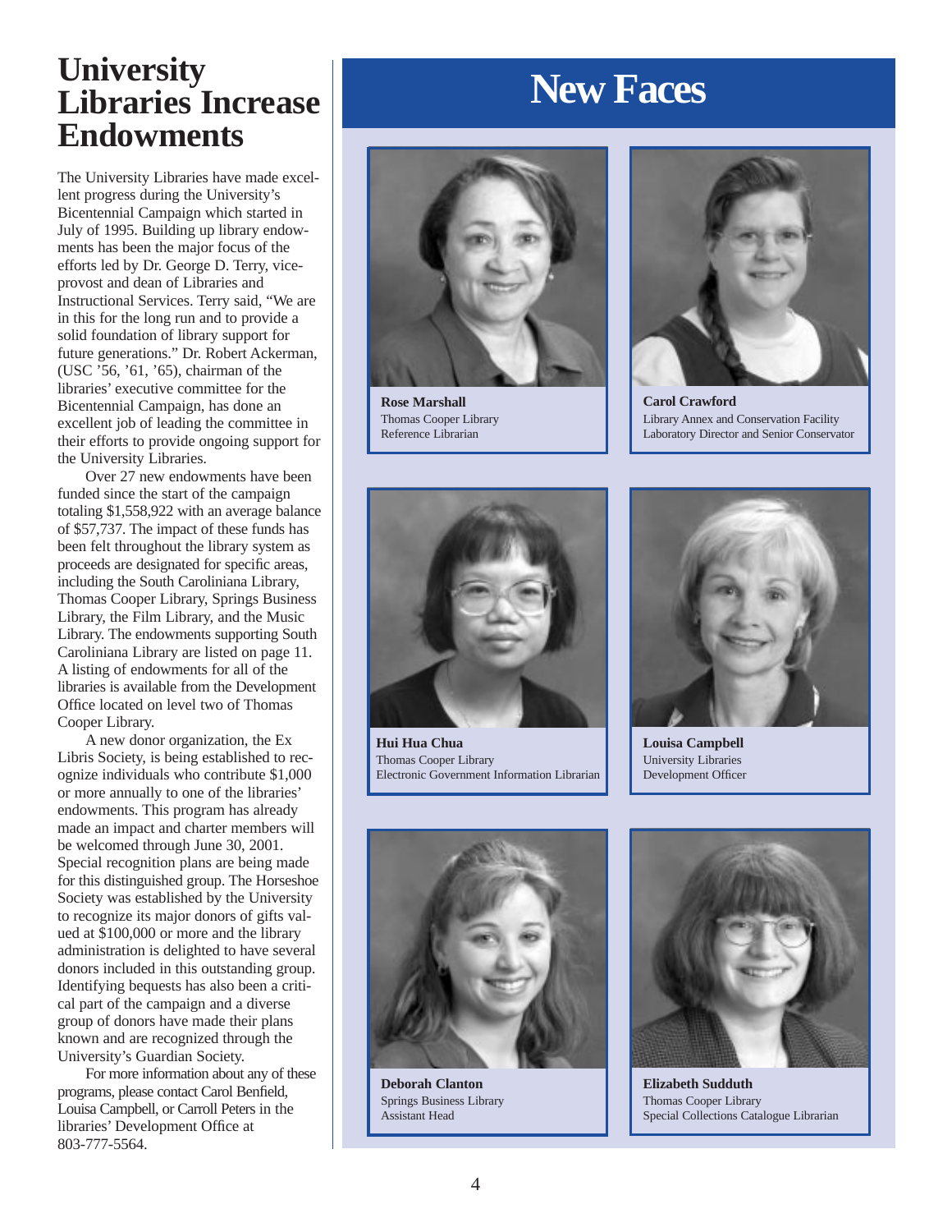# University Libraries Increase Endowments

The University Libraries have made excellent progress during the University's Bicentennial Campaign which started in July of 1995. Building up library endowments has been the major focus of the efforts led by Dr. George D. Terry, vice-provost and dean of Libraries and Instructional Services. Terry said, "We are in this for the long run and to provide a solid foundation of library support for future generations." Dr. Robert Ackerman, (USC '56, '61, '65), chairman of the libraries' executive committee for the Bicentennial Campaign, has done an excellent job of leading the committee in their efforts to provide ongoing support for the University Libraries.

Over 27 new endowments have been funded since the start of the campaign totaling $1,558,922 with an average balance of $57,737. The impact of these funds has been felt throughout the library system as proceeds are designated for specific areas, including the South Caroliniana Library, Thomas Cooper Library, Springs Business Library, the Film Library, and the Music Library. The endowments supporting South Caroliniana Library are listed on page 11. A listing of endowments for all of the libraries is available from the Development Office located on level two of Thomas Cooper Library.

A new donor organization, the Ex Libris Society, is being established to recognize individuals who contribute $1,000 or more annually to one of the libraries' endowments. This program has already made an impact and charter members will be welcomed through June 30, 2001. Special recognition plans are being made for this distinguished group. The Horseshoe Society was established by the University to recognize its major donors of gifts valued at $100,000 or more and the library administration is delighted to have several donors included in this outstanding group. Identifying bequests has also been a critical part of the campaign and a diverse group of donors have made their plans known and are recognized through the University's Guardian Society.

For more information about any of these programs, please contact Carol Benfield, Louisa Campbell, or Carroll Peters in the libraries' Development Office at 803-777-5564.

# New Faces

**Rose Marshall**
Thomas Cooper Library
Reference Librarian

**Carol Crawford**
Library Annex and Conservation Facility
Laboratory Director and Senior Conservator

**Hui Hua Chua**
Thomas Cooper Library
Electronic Government Information Librarian

**Louisa Campbell**
University Libraries
Development Officer

**Deborah Clanton**
Springs Business Library
Assistant Head

**Elizabeth Sudduth**
Thomas Cooper Library
Special Collections Catalogue Librarian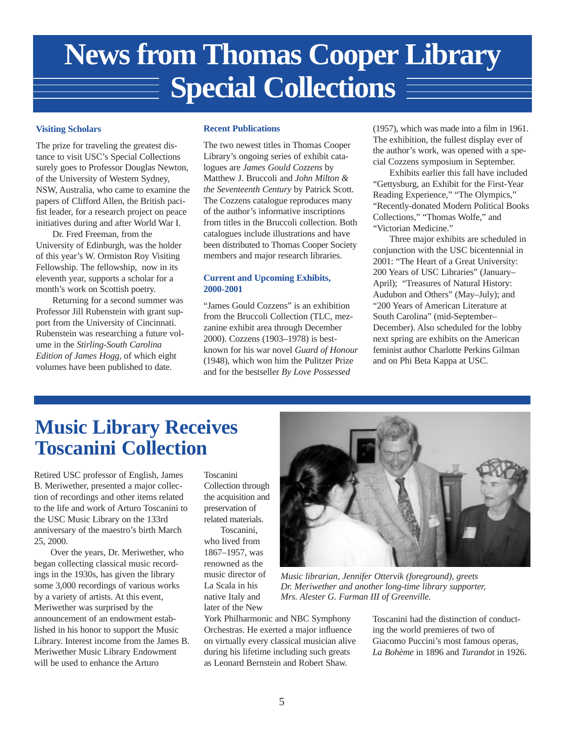# News from Thomas Cooper Library Special Collections

### Visiting Scholars

The prize for traveling the greatest distance to visit USC's Special Collections surely goes to Professor Douglas Newton, of the University of Western Sydney, NSW, Australia, who came to examine the papers of Clifford Allen, the British pacifist leader, for a research project on peace initiatives during and after World War I.

Dr. Fred Freeman, from the University of Edinburgh, was the holder of this year's W. Ormiston Roy Visiting Fellowship. The fellowship, now in its eleventh year, supports a scholar for a month's work on Scottish poetry.

Returning for a second summer was Professor Jill Rubenstein with grant support from the University of Cincinnati. Rubenstein was researching a future volume in the *Stirling-South Carolina Edition of James Hogg*, of which eight volumes have been published to date.

### Recent Publications

The two newest titles in Thomas Cooper Library's ongoing series of exhibit catalogues are *James Gould Cozzens* by Matthew J. Bruccoli and *John Milton & the Seventeenth Century* by Patrick Scott. The Cozzens catalogue reproduces many of the author's informative inscriptions from titles in the Bruccoli collection. Both catalogues include illustrations and have been distributed to Thomas Cooper Society members and major research libraries.

### Current and Upcoming Exhibits, 2000-2001

"James Gould Cozzens" is an exhibition from the Bruccoli Collection (TLC, mezzanine exhibit area through December 2000). Cozzens (1903–1978) is best-known for his war novel *Guard of Honour* (1948), which won him the Pulitzer Prize and for the bestseller *By Love Possessed* (1957), which was made into a film in 1961. The exhibition, the fullest display ever of the author's work, was opened with a special Cozzens symposium in September.

Exhibits earlier this fall have included "Gettysburg, an Exhibit for the First-Year Reading Experience," "The Olympics," "Recently-donated Modern Political Books Collections," "Thomas Wolfe," and "Victorian Medicine."

Three major exhibits are scheduled in conjunction with the USC bicentennial in 2001: "The Heart of a Great University: 200 Years of USC Libraries" (January–April); "Treasures of Natural History: Audubon and Others" (May–July); and "200 Years of American Literature at South Carolina" (mid-September–December). Also scheduled for the lobby next spring are exhibits on the American feminist author Charlotte Perkins Gilman and on Phi Beta Kappa at USC.

## Music Library Receives Toscanini Collection

Retired USC professor of English, James B. Meriwether, presented a major collection of recordings and other items related to the life and work of Arturo Toscanini to the USC Music Library on the 133rd anniversary of the maestro's birth March 25, 2000.

Over the years, Dr. Meriwether, who began collecting classical music recordings in the 1930s, has given the library some 3,000 recordings of various works by a variety of artists. At this event, Meriwether was surprised by the announcement of an endowment established in his honor to support the Music Library. Interest income from the James B. Meriwether Music Library Endowment will be used to enhance the Arturo Toscanini Collection through the acquisition and preservation of related materials.

Toscanini, who lived from 1867–1957, was renowned as the music director of La Scala in his native Italy and later of the New York Philharmonic and NBC Symphony Orchestras. He exerted a major influence on virtually every classical musician alive during his lifetime including such greats as Leonard Bernstein and Robert Shaw. Toscanini had the distinction of conducting the world premieres of two of Giacomo Puccini's most famous operas, *La Bohème* in 1896 and *Turandot* in 1926.

*Music librarian, Jennifer Ottervik (foreground), greets Dr. Meriwether and another long-time library supporter, Mrs. Alester G. Furman III of Greenville.*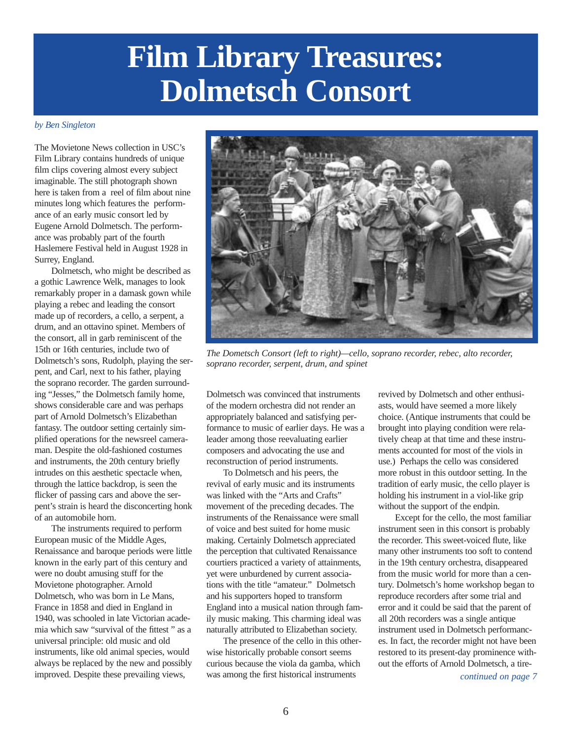# Film Library Treasures: Dolmetsch Consort

*by Ben Singleton*

The Movietone News collection in USC's Film Library contains hundreds of unique film clips covering almost every subject imaginable. The still photograph shown here is taken from a reel of film about nine minutes long which features the performance of an early music consort led by Eugene Arnold Dolmetsch. The performance was probably part of the fourth Haslemere Festival held in August 1928 in Surrey, England.

Dolmetsch, who might be described as a gothic Lawrence Welk, manages to look remarkably proper in a damask gown while playing a rebec and leading the consort made up of recorders, a cello, a serpent, a drum, and an ottavino spinet. Members of the consort, all in garb reminiscent of the 15th or 16th centuries, include two of Dolmetsch's sons, Rudolph, playing the serpent, and Carl, next to his father, playing the soprano recorder. The garden surrounding "Jesses," the Dolmetsch family home, shows considerable care and was perhaps part of Arnold Dolmetsch's Elizabethan fantasy. The outdoor setting certainly simplified operations for the newsreel cameraman. Despite the old-fashioned costumes and instruments, the 20th century briefly intrudes on this aesthetic spectacle when, through the lattice backdrop, is seen the flicker of passing cars and above the serpent's strain is heard the disconcerting honk of an automobile horn.

The instruments required to perform European music of the Middle Ages, Renaissance and baroque periods were little known in the early part of this century and were no doubt amusing stuff for the Movietone photographer. Arnold Dolmetsch, who was born in Le Mans, France in 1858 and died in England in 1940, was schooled in late Victorian academia which saw "survival of the fittest " as a universal principle: old music and old instruments, like old animal species, would always be replaced by the new and possibly improved. Despite these prevailing views, Dolmetsch was convinced that instruments of the modern orchestra did not render an appropriately balanced and satisfying performance to music of earlier days. He was a leader among those reevaluating earlier composers and advocating the use and reconstruction of period instruments.

*The Dometsch Consort (left to right)—cello, soprano recorder, rebec, alto recorder, soprano recorder, serpent, drum, and spinet*

To Dolmetsch and his peers, the revival of early music and its instruments was linked with the "Arts and Crafts" movement of the preceding decades. The instruments of the Renaissance were small of voice and best suited for home music making. Certainly Dolmetsch appreciated the perception that cultivated Renaissance courtiers practiced a variety of attainments, yet were unburdened by current associations with the title "amateur." Dolmetsch and his supporters hoped to transform England into a musical nation through family music making. This charming ideal was naturally attributed to Elizabethan society.

The presence of the cello in this otherwise historically probable consort seems curious because the viola da gamba, which was among the first historical instruments revived by Dolmetsch and other enthusiasts, would have seemed a more likely choice. (Antique instruments that could be brought into playing condition were relatively cheap at that time and these instruments accounted for most of the viols in use.) Perhaps the cello was considered more robust in this outdoor setting. In the tradition of early music, the cello player is holding his instrument in a viol-like grip without the support of the endpin.

Except for the cello, the most familiar instrument seen in this consort is probably the recorder. This sweet-voiced flute, like many other instruments too soft to contend in the 19th century orchestra, disappeared from the music world for more than a century. Dolmetsch's home workshop began to reproduce recorders after some trial and error and it could be said that the parent of all 20th recorders was a single antique instrument used in Dolmetsch performances. In fact, the recorder might not have been restored to its present-day prominence without the efforts of Arnold Dolmetsch, a tire-

*continued on page 7*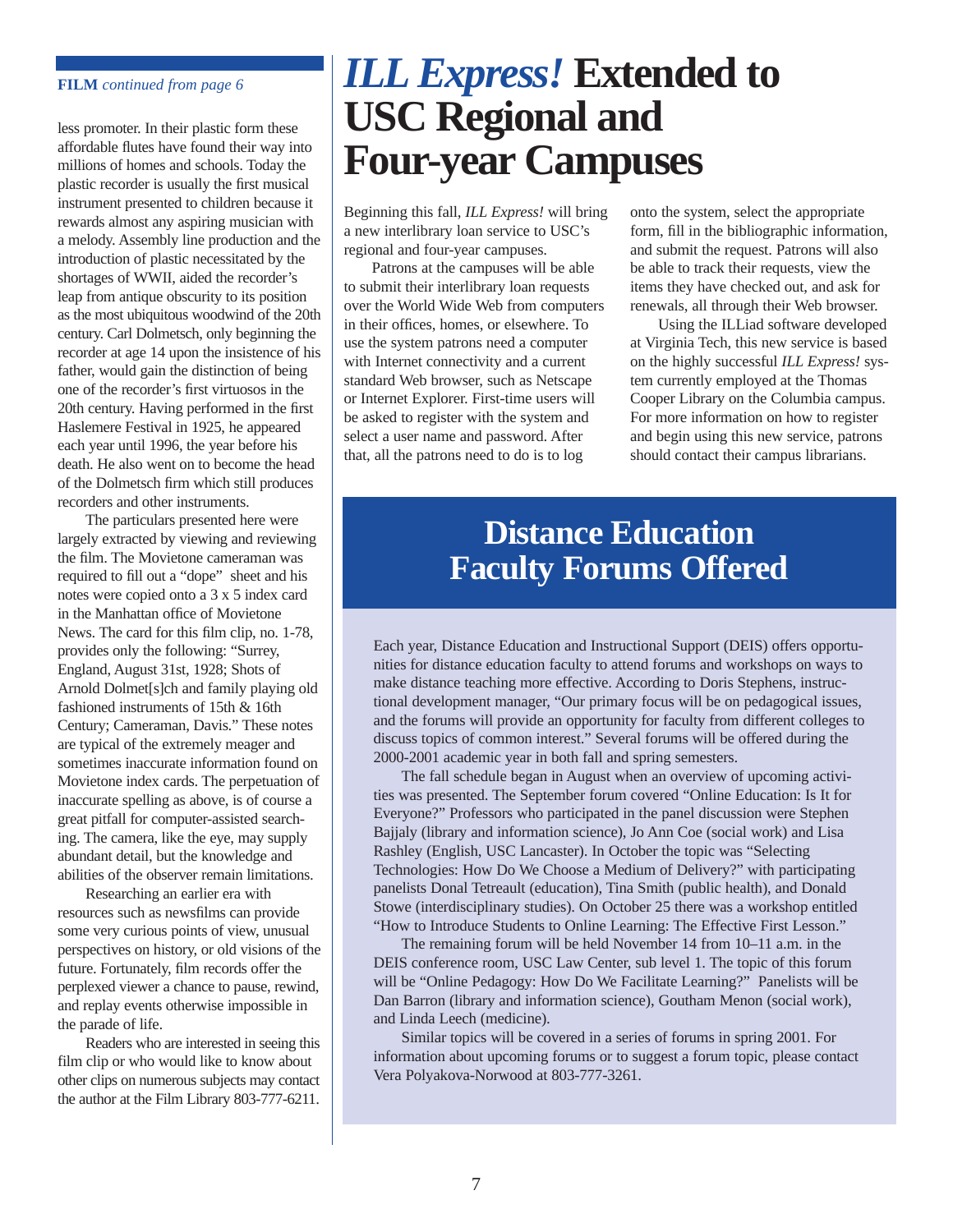**FILM** *continued from page 6*

less promoter. In their plastic form these affordable flutes have found their way into millions of homes and schools. Today the plastic recorder is usually the first musical instrument presented to children because it rewards almost any aspiring musician with a melody. Assembly line production and the introduction of plastic necessitated by the shortages of WWII, aided the recorder's leap from antique obscurity to its position as the most ubiquitous woodwind of the 20th century. Carl Dolmetsch, only beginning the recorder at age 14 upon the insistence of his father, would gain the distinction of being one of the recorder's first virtuosos in the 20th century. Having performed in the first Haslemere Festival in 1925, he appeared each year until 1996, the year before his death. He also went on to become the head of the Dolmetsch firm which still produces recorders and other instruments.

The particulars presented here were largely extracted by viewing and reviewing the film. The Movietone cameraman was required to fill out a "dope" sheet and his notes were copied onto a 3 x 5 index card in the Manhattan office of Movietone News. The card for this film clip, no. 1-78, provides only the following: "Surrey, England, August 31st, 1928; Shots of Arnold Dolmet[s]ch and family playing old fashioned instruments of 15th & 16th Century; Cameraman, Davis." These notes are typical of the extremely meager and sometimes inaccurate information found on Movietone index cards. The perpetuation of inaccurate spelling as above, is of course a great pitfall for computer-assisted searching. The camera, like the eye, may supply abundant detail, but the knowledge and abilities of the observer remain limitations.

Researching an earlier era with resources such as newsfilms can provide some very curious points of view, unusual perspectives on history, or old visions of the future. Fortunately, film records offer the perplexed viewer a chance to pause, rewind, and replay events otherwise impossible in the parade of life.

Readers who are interested in seeing this film clip or who would like to know about other clips on numerous subjects may contact the author at the Film Library 803-777-6211.

# *ILL Express!* Extended to USC Regional and Four-year Campuses

Beginning this fall, *ILL Express!* will bring a new interlibrary loan service to USC's regional and four-year campuses.

Patrons at the campuses will be able to submit their interlibrary loan requests over the World Wide Web from computers in their offices, homes, or elsewhere. To use the system patrons need a computer with Internet connectivity and a current standard Web browser, such as Netscape or Internet Explorer. First-time users will be asked to register with the system and select a user name and password. After that, all the patrons need to do is to log onto the system, select the appropriate form, fill in the bibliographic information, and submit the request. Patrons will also be able to track their requests, view the items they have checked out, and ask for renewals, all through their Web browser.

Using the ILLiad software developed at Virginia Tech, this new service is based on the highly successful *ILL Express!* system currently employed at the Thomas Cooper Library on the Columbia campus. For more information on how to register and begin using this new service, patrons should contact their campus librarians.

# Distance Education Faculty Forums Offered

Each year, Distance Education and Instructional Support (DEIS) offers opportunities for distance education faculty to attend forums and workshops on ways to make distance teaching more effective. According to Doris Stephens, instructional development manager, "Our primary focus will be on pedagogical issues, and the forums will provide an opportunity for faculty from different colleges to discuss topics of common interest." Several forums will be offered during the 2000-2001 academic year in both fall and spring semesters.

The fall schedule began in August when an overview of upcoming activities was presented. The September forum covered "Online Education: Is It for Everyone?" Professors who participated in the panel discussion were Stephen Bajjaly (library and information science), Jo Ann Coe (social work) and Lisa Rashley (English, USC Lancaster). In October the topic was "Selecting Technologies: How Do We Choose a Medium of Delivery?" with participating panelists Donal Tetreault (education), Tina Smith (public health), and Donald Stowe (interdisciplinary studies). On October 25 there was a workshop entitled "How to Introduce Students to Online Learning: The Effective First Lesson."

The remaining forum will be held November 14 from 10–11 a.m. in the DEIS conference room, USC Law Center, sub level 1. The topic of this forum will be "Online Pedagogy: How Do We Facilitate Learning?" Panelists will be Dan Barron (library and information science), Goutham Menon (social work), and Linda Leech (medicine).

Similar topics will be covered in a series of forums in spring 2001. For information about upcoming forums or to suggest a forum topic, please contact Vera Polyakova-Norwood at 803-777-3261.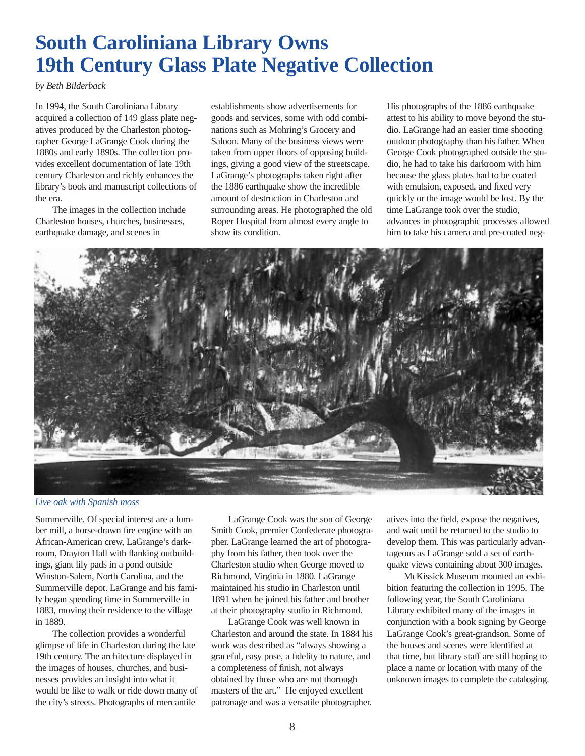# South Caroliniana Library Owns 19th Century Glass Plate Negative Collection

*by Beth Bilderback*

In 1994, the South Caroliniana Library acquired a collection of 149 glass plate negatives produced by the Charleston photographer George LaGrange Cook during the 1880s and early 1890s. The collection provides excellent documentation of late 19th century Charleston and richly enhances the library's book and manuscript collections of the era.

The images in the collection include Charleston houses, churches, businesses, earthquake damage, and scenes in Summerville. Of special interest are a lumber mill, a horse-drawn fire engine with an African-American crew, LaGrange's darkroom, Drayton Hall with flanking outbuildings, giant lily pads in a pond outside Winston-Salem, North Carolina, and the Summerville depot. LaGrange and his family began spending time in Summerville in 1883, moving their residence to the village in 1889.

The collection provides a wonderful glimpse of life in Charleston during the late 19th century. The architecture displayed in the images of houses, churches, and businesses provides an insight into what it would be like to walk or ride down many of the city's streets. Photographs of mercantile establishments show advertisements for goods and services, some with odd combinations such as Mohring's Grocery and Saloon. Many of the business views were taken from upper floors of opposing buildings, giving a good view of the streetscape. LaGrange's photographs taken right after the 1886 earthquake show the incredible amount of destruction in Charleston and surrounding areas. He photographed the old Roper Hospital from almost every angle to show its condition.

*Live oak with Spanish moss*

LaGrange Cook was the son of George Smith Cook, premier Confederate photographer. LaGrange learned the art of photography from his father, then took over the Charleston studio when George moved to Richmond, Virginia in 1880. LaGrange maintained his studio in Charleston until 1891 when he joined his father and brother at their photography studio in Richmond.

LaGrange Cook was well known in Charleston and around the state. In 1884 his work was described as "always showing a graceful, easy pose, a fidelity to nature, and a completeness of finish, not always obtained by those who are not thorough masters of the art." He enjoyed excellent patronage and was a versatile photographer. His photographs of the 1886 earthquake attest to his ability to move beyond the studio. LaGrange had an easier time shooting outdoor photography than his father. When George Cook photographed outside the studio, he had to take his darkroom with him because the glass plates had to be coated with emulsion, exposed, and fixed very quickly or the image would be lost. By the time LaGrange took over the studio, advances in photographic processes allowed him to take his camera and pre-coated negatives into the field, expose the negatives, and wait until he returned to the studio to develop them. This was particularly advantageous as LaGrange sold a set of earthquake views containing about 300 images.

McKissick Museum mounted an exhibition featuring the collection in 1995. The following year, the South Caroliniana Library exhibited many of the images in conjunction with a book signing by George LaGrange Cook's great-grandson. Some of the houses and scenes were identified at that time, but library staff are still hoping to place a name or location with many of the unknown images to complete the cataloging.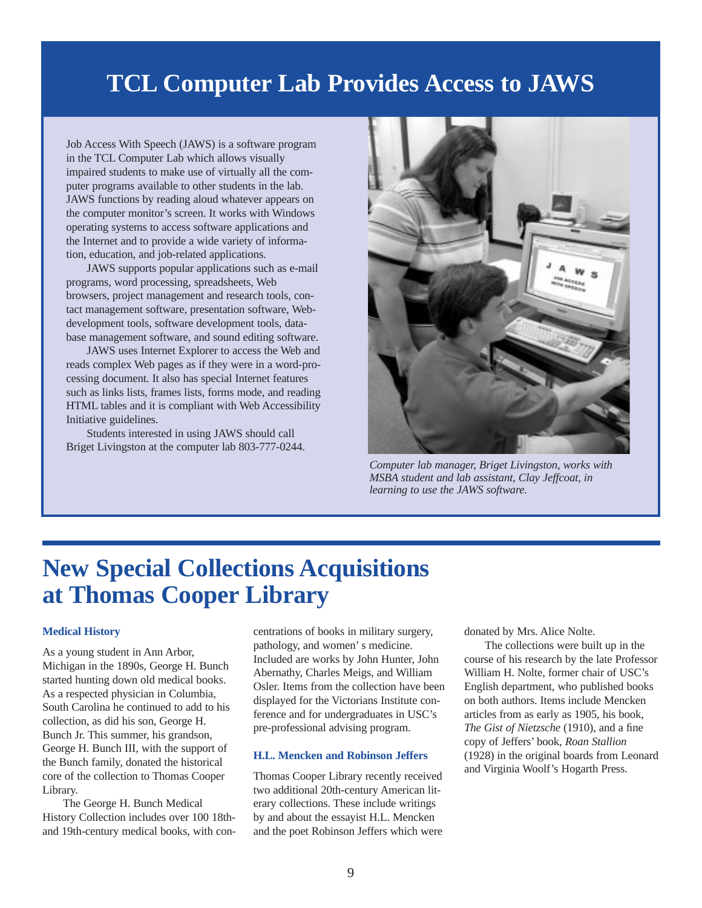# TCL Computer Lab Provides Access to JAWS

Job Access With Speech (JAWS) is a software program in the TCL Computer Lab which allows visually impaired students to make use of virtually all the computer programs available to other students in the lab. JAWS functions by reading aloud whatever appears on the computer monitor's screen. It works with Windows operating systems to access software applications and the Internet and to provide a wide variety of information, education, and job-related applications.

JAWS supports popular applications such as e-mail programs, word processing, spreadsheets, Web browsers, project management and research tools, contact management software, presentation software, Web-development tools, software development tools, database management software, and sound editing software.

JAWS uses Internet Explorer to access the Web and reads complex Web pages as if they were in a word-processing document. It also has special Internet features such as links lists, frames lists, forms mode, and reading HTML tables and it is compliant with Web Accessibility Initiative guidelines.

Students interested in using JAWS should call Briget Livingston at the computer lab 803-777-0244.

*Computer lab manager, Briget Livingston, works with MSBA student and lab assistant, Clay Jeffcoat, in learning to use the JAWS software.*

# New Special Collections Acquisitions at Thomas Cooper Library

### Medical History

As a young student in Ann Arbor, Michigan in the 1890s, George H. Bunch started hunting down old medical books. As a respected physician in Columbia, South Carolina he continued to add to his collection, as did his son, George H. Bunch Jr. This summer, his grandson, George H. Bunch III, with the support of the Bunch family, donated the historical core of the collection to Thomas Cooper Library.

The George H. Bunch Medical History Collection includes over 100 18th- and 19th-century medical books, with concentrations of books in military surgery, pathology, and women' s medicine. Included are works by John Hunter, John Abernathy, Charles Meigs, and William Osler. Items from the collection have been displayed for the Victorians Institute conference and for undergraduates in USC's pre-professional advising program.

### H.L. Mencken and Robinson Jeffers

Thomas Cooper Library recently received two additional 20th-century American literary collections. These include writings by and about the essayist H.L. Mencken and the poet Robinson Jeffers which were donated by Mrs. Alice Nolte.

The collections were built up in the course of his research by the late Professor William H. Nolte, former chair of USC's English department, who published books on both authors. Items include Mencken articles from as early as 1905, his book, *The Gist of Nietzsche* (1910), and a fine copy of Jeffers' book, *Roan Stallion* (1928) in the original boards from Leonard and Virginia Woolf's Hogarth Press.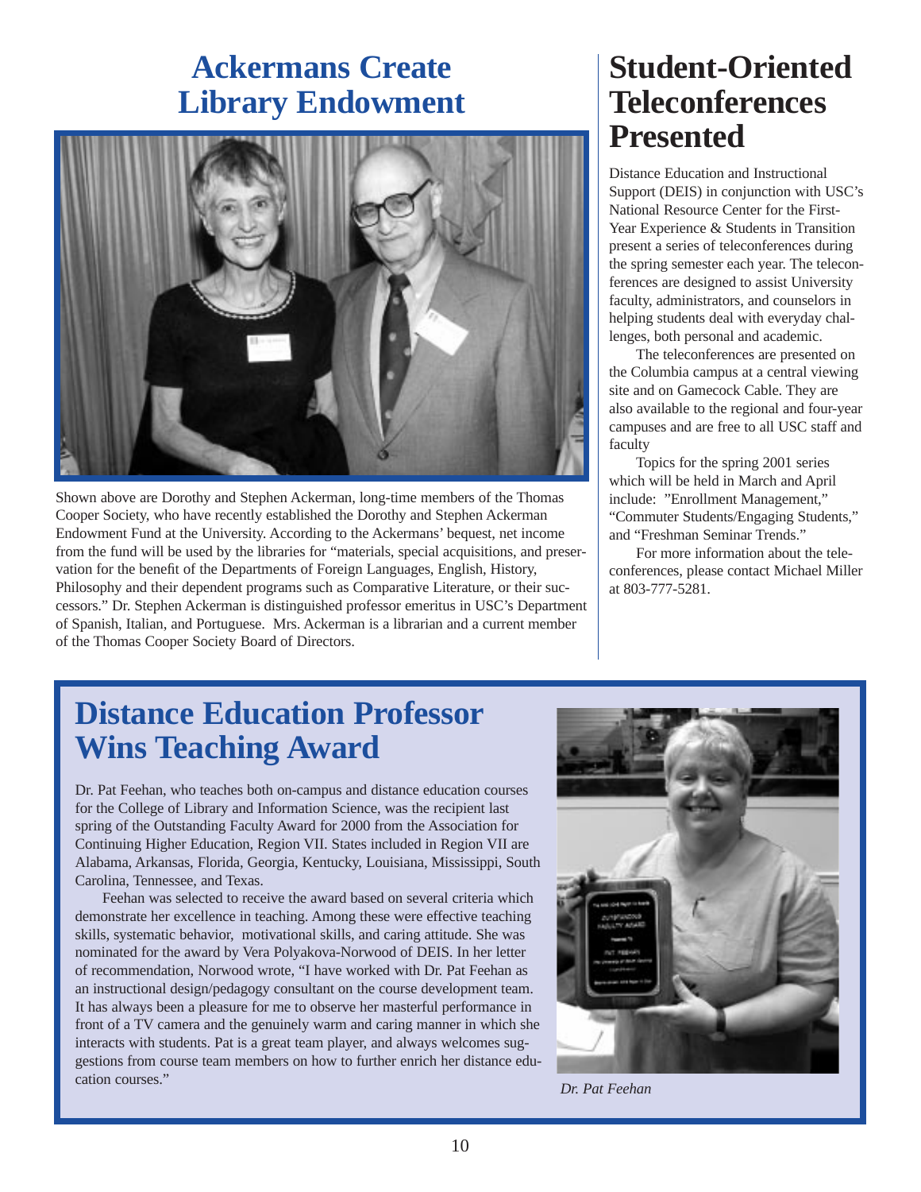# Ackermans Create Library Endowment

Shown above are Dorothy and Stephen Ackerman, long-time members of the Thomas Cooper Society, who have recently established the Dorothy and Stephen Ackerman Endowment Fund at the University. According to the Ackermans' bequest, net income from the fund will be used by the libraries for "materials, special acquisitions, and preservation for the benefit of the Departments of Foreign Languages, English, History, Philosophy and their dependent programs such as Comparative Literature, or their successors." Dr. Stephen Ackerman is distinguished professor emeritus in USC's Department of Spanish, Italian, and Portuguese. Mrs. Ackerman is a librarian and a current member of the Thomas Cooper Society Board of Directors.

# Student-Oriented Teleconferences Presented

Distance Education and Instructional Support (DEIS) in conjunction with USC's National Resource Center for the First-Year Experience & Students in Transition present a series of teleconferences during the spring semester each year. The teleconferences are designed to assist University faculty, administrators, and counselors in helping students deal with everyday challenges, both personal and academic.

The teleconferences are presented on the Columbia campus at a central viewing site and on Gamecock Cable. They are also available to the regional and four-year campuses and are free to all USC staff and faculty

Topics for the spring 2001 series which will be held in March and April include: "Enrollment Management," "Commuter Students/Engaging Students," and "Freshman Seminar Trends."

For more information about the teleconferences, please contact Michael Miller at 803-777-5281.

# Distance Education Professor Wins Teaching Award

Dr. Pat Feehan, who teaches both on-campus and distance education courses for the College of Library and Information Science, was the recipient last spring of the Outstanding Faculty Award for 2000 from the Association for Continuing Higher Education, Region VII. States included in Region VII are Alabama, Arkansas, Florida, Georgia, Kentucky, Louisiana, Mississippi, South Carolina, Tennessee, and Texas.

Feehan was selected to receive the award based on several criteria which demonstrate her excellence in teaching. Among these were effective teaching skills, systematic behavior, motivational skills, and caring attitude. She was nominated for the award by Vera Polyakova-Norwood of DEIS. In her letter of recommendation, Norwood wrote, "I have worked with Dr. Pat Feehan as an instructional design/pedagogy consultant on the course development team. It has always been a pleasure for me to observe her masterful performance in front of a TV camera and the genuinely warm and caring manner in which she interacts with students. Pat is a great team player, and always welcomes suggestions from course team members on how to further enrich her distance education courses."

*Dr. Pat Feehan*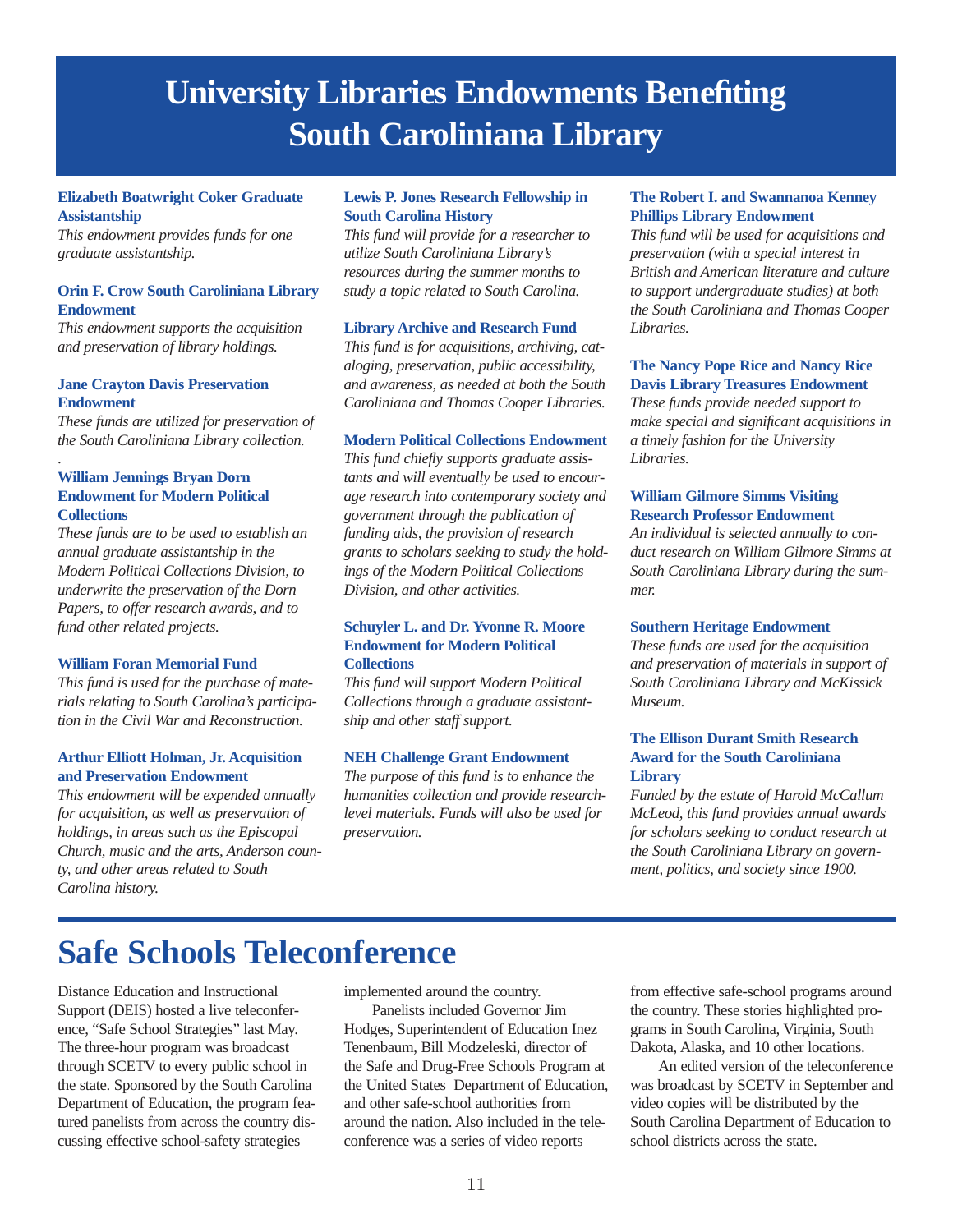# University Libraries Endowments Benefiting South Caroliniana Library

### Elizabeth Boatwright Coker Graduate Assistantship

*This endowment provides funds for one graduate assistantship.*

### Orin F. Crow South Caroliniana Library Endowment

*This endowment supports the acquisition and preservation of library holdings.*

### Jane Crayton Davis Preservation Endowment

*These funds are utilized for preservation of the South Caroliniana Library collection.*

### William Jennings Bryan Dorn Endowment for Modern Political Collections

*These funds are to be used to establish an annual graduate assistantship in the Modern Political Collections Division, to underwrite the preservation of the Dorn Papers, to offer research awards, and to fund other related projects.*

### William Foran Memorial Fund

*This fund is used for the purchase of materials relating to South Carolina's participation in the Civil War and Reconstruction.*

### Arthur Elliott Holman, Jr. Acquisition and Preservation Endowment

*This endowment will be expended annually for acquisition, as well as preservation of holdings, in areas such as the Episcopal Church, music and the arts, Anderson county, and other areas related to South Carolina history.*

### Lewis P. Jones Research Fellowship in South Carolina History

*This fund will provide for a researcher to utilize South Caroliniana Library's resources during the summer months to study a topic related to South Carolina.*

### Library Archive and Research Fund

*This fund is for acquisitions, archiving, cataloging, preservation, public accessibility, and awareness, as needed at both the South Caroliniana and Thomas Cooper Libraries.*

### Modern Political Collections Endowment

*This fund chiefly supports graduate assistants and will eventually be used to encourage research into contemporary society and government through the publication of funding aids, the provision of research grants to scholars seeking to study the holdings of the Modern Political Collections Division, and other activities.*

### Schuyler L. and Dr. Yvonne R. Moore Endowment for Modern Political Collections

*This fund will support Modern Political Collections through a graduate assistantship and other staff support.*

### NEH Challenge Grant Endowment

*The purpose of this fund is to enhance the humanities collection and provide research-level materials. Funds will also be used for preservation.*

### The Robert I. and Swannanoa Kenney Phillips Library Endowment

*This fund will be used for acquisitions and preservation (with a special interest in British and American literature and culture to support undergraduate studies) at both the South Caroliniana and Thomas Cooper Libraries.*

### The Nancy Pope Rice and Nancy Rice Davis Library Treasures Endowment

*These funds provide needed support to make special and significant acquisitions in a timely fashion for the University Libraries.*

### William Gilmore Simms Visiting Research Professor Endowment

*An individual is selected annually to conduct research on William Gilmore Simms at South Caroliniana Library during the summer.*

### Southern Heritage Endowment

*These funds are used for the acquisition and preservation of materials in support of South Caroliniana Library and McKissick Museum.*

### The Ellison Durant Smith Research Award for the South Caroliniana Library

*Funded by the estate of Harold McCallum McLeod, this fund provides annual awards for scholars seeking to conduct research at the South Caroliniana Library on government, politics, and society since 1900.*

# Safe Schools Teleconference

Distance Education and Instructional Support (DEIS) hosted a live teleconference, "Safe School Strategies" last May. The three-hour program was broadcast through SCETV to every public school in the state. Sponsored by the South Carolina Department of Education, the program featured panelists from across the country discussing effective school-safety strategies implemented around the country.

Panelists included Governor Jim Hodges, Superintendent of Education Inez Tenenbaum, Bill Modzeleski, director of the Safe and Drug-Free Schools Program at the United States Department of Education, and other safe-school authorities from around the nation. Also included in the teleconference was a series of video reports from effective safe-school programs around the country. These stories highlighted programs in South Carolina, Virginia, South Dakota, Alaska, and 10 other locations.

An edited version of the teleconference was broadcast by SCETV in September and video copies will be distributed by the South Carolina Department of Education to school districts across the state.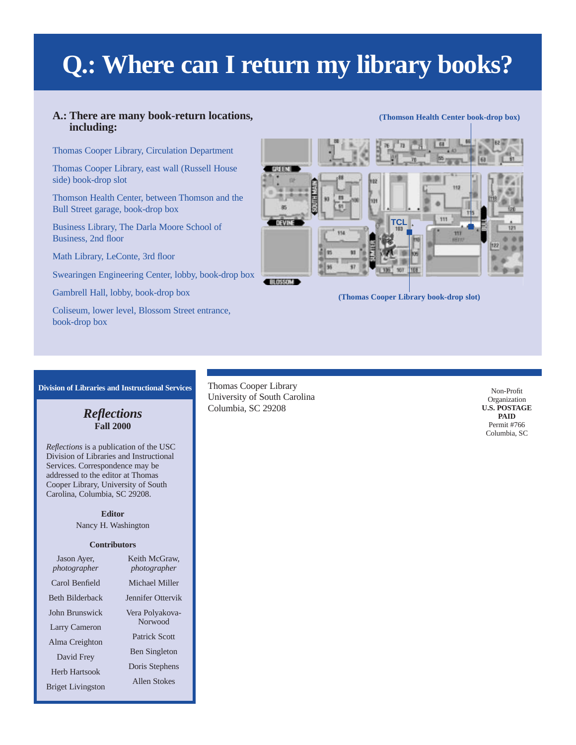# Q.: Where can I return my library books?

**A.: There are many book-return locations, including:**

Thomas Cooper Library, Circulation Department

Thomas Cooper Library, east wall (Russell House side) book-drop slot

Thomson Health Center, between Thomson and the Bull Street garage, book-drop box

Business Library, The Darla Moore School of Business, 2nd floor

Math Library, LeConte, 3rd floor

Swearingen Engineering Center, lobby, book-drop box

Gambrell Hall, lobby, book-drop box

Coliseum, lower level, Blossom Street entrance, book-drop box

(Thomson Health Center book-drop box)

(Thomas Cooper Library book-drop slot)

**Division of Libraries and Instructional Services**

## *Reflections*

**Fall 2000**

*Reflections* is a publication of the USC Division of Libraries and Instructional Services. Correspondence may be addressed to the editor at Thomas Cooper Library, University of South Carolina, Columbia, SC 29208.

**Editor**

Nancy H. Washington

**Contributors**

Jason Ayer, *photographer*
Carol Benfield
Beth Bilderback
John Brunswick
Larry Cameron
Alma Creighton
David Frey
Herb Hartsook
Briget Livingston
Keith McGraw, *photographer*
Michael Miller
Jennifer Ottervik
Vera Polyakova-Norwood
Patrick Scott
Ben Singleton
Doris Stephens
Allen Stokes

Thomas Cooper Library
University of South Carolina
Columbia, SC 29208

Non-Profit Organization
**U.S. POSTAGE PAID**
Permit #766
Columbia, SC